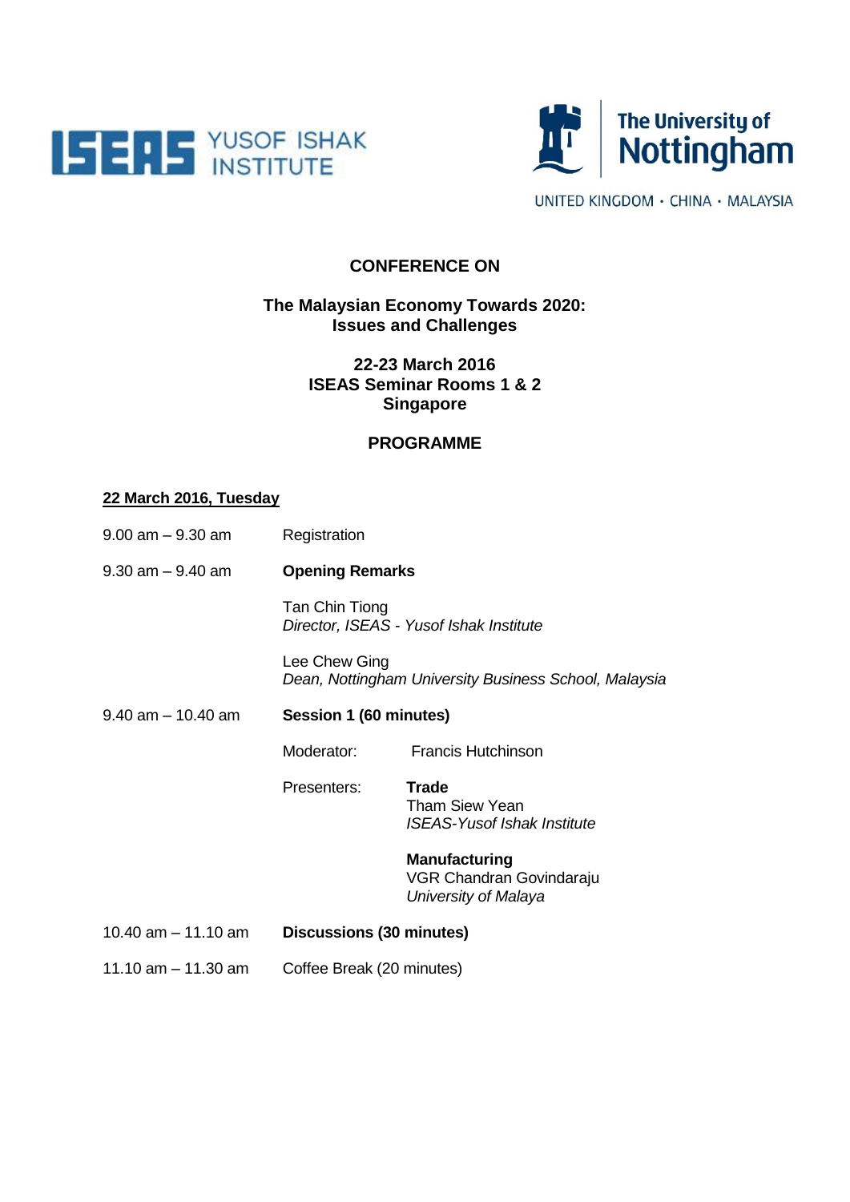ISEAS YUSOF ISHAK INSTITUTE

The University of Nottingham

UNITED KINGDOM · CHINA · MALAYSIA

**CONFERENCE ON**

**The Malaysian Economy Towards 2020:**
**Issues and Challenges**

**22-23 March 2016**
**ISEAS Seminar Rooms 1 & 2**
**Singapore**

**PROGRAMME**

**22 March 2016, Tuesday**

9.00 am – 9.30 am Registration

9.30 am – 9.40 am **Opening Remarks**

Tan Chin Tiong
*Director, ISEAS - Yusof Ishak Institute*

Lee Chew Ging
*Dean, Nottingham University Business School, Malaysia*

9.40 am – 10.40 am **Session 1 (60 minutes)**

Moderator: Francis Hutchinson

Presenters:

**Trade**
Tham Siew Yean
*ISEAS-Yusof Ishak Institute*

**Manufacturing**
VGR Chandran Govindaraju
*University of Malaya*

10.40 am – 11.10 am **Discussions (30 minutes)**

11.10 am – 11.30 am Coffee Break (20 minutes)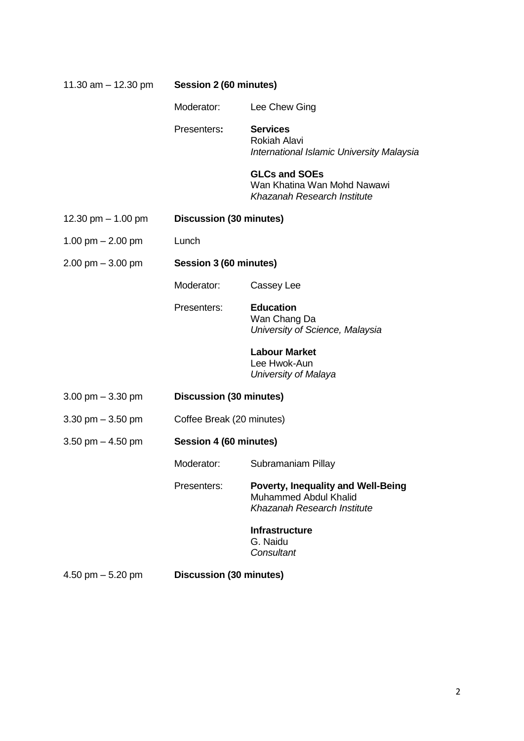| | | |
|---|---|---|
| 11.30 am – 12.30 pm | **Session 2 (60 minutes)** | |
| | Moderator: | Lee Chew Ging |
| | Presenters**:** | **Services**<br>Rokiah Alavi<br>*International Islamic University Malaysia* |
| | | **GLCs and SOEs**<br>Wan Khatina Wan Mohd Nawawi<br>*Khazanah Research Institute* |
| 12.30 pm – 1.00 pm | **Discussion (30 minutes)** | |
| 1.00 pm – 2.00 pm | Lunch | |
| 2.00 pm – 3.00 pm | **Session 3 (60 minutes)** | |
| | Moderator: | Cassey Lee |
| | Presenters: | **Education**<br>Wan Chang Da<br>*University of Science, Malaysia* |
| | | **Labour Market**<br>Lee Hwok-Aun<br>*University of Malaya* |
| 3.00 pm – 3.30 pm | **Discussion (30 minutes)** | |
| 3.30 pm – 3.50 pm | Coffee Break (20 minutes) | |
| 3.50 pm – 4.50 pm | **Session 4 (60 minutes)** | |
| | Moderator: | Subramaniam Pillay |
| | Presenters: | **Poverty, Inequality and Well-Being**<br>Muhammed Abdul Khalid<br>*Khazanah Research Institute* |
| | | **Infrastructure**<br>G. Naidu<br>*Consultant* |
| 4.50 pm – 5.20 pm | **Discussion (30 minutes)** | |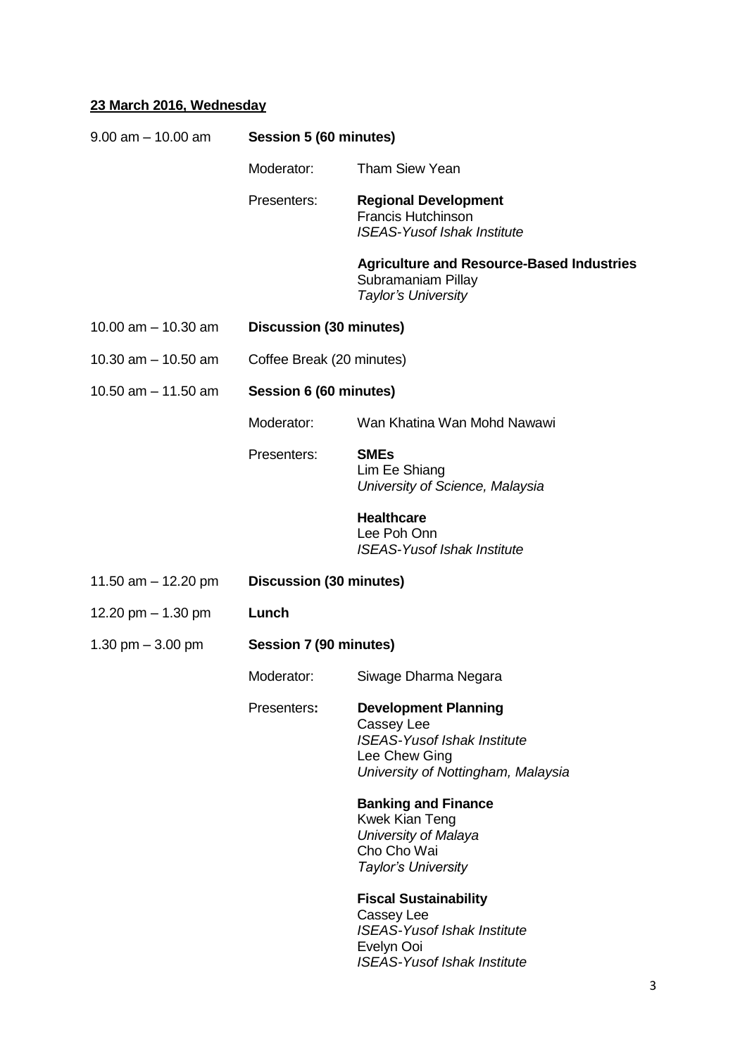**<u>23 March 2016, Wednesday</u>**

| | | |
|---|---|---|
| 9.00 am – 10.00 am | **Session 5 (60 minutes)** | |
| | Moderator: | Tham Siew Yean |
| | Presenters: | **Regional Development**<br>Francis Hutchinson<br>*ISEAS-Yusof Ishak Institute*<br><br>**Agriculture and Resource-Based Industries**<br>Subramaniam Pillay<br>*Taylor's University* |
| 10.00 am – 10.30 am | **Discussion (30 minutes)** | |
| 10.30 am – 10.50 am | Coffee Break (20 minutes) | |
| 10.50 am – 11.50 am | **Session 6 (60 minutes)** | |
| | Moderator: | Wan Khatina Wan Mohd Nawawi |
| | Presenters: | **SMEs**<br>Lim Ee Shiang<br>*University of Science, Malaysia*<br><br>**Healthcare**<br>Lee Poh Onn<br>*ISEAS-Yusof Ishak Institute* |
| 11.50 am – 12.20 pm | **Discussion (30 minutes)** | |
| 12.20 pm – 1.30 pm | **Lunch** | |
| 1.30 pm – 3.00 pm | **Session 7 (90 minutes)** | |
| | Moderator: | Siwage Dharma Negara |
| | Presenters**:** | **Development Planning**<br>Cassey Lee<br>*ISEAS-Yusof Ishak Institute*<br>Lee Chew Ging<br>*University of Nottingham, Malaysia*<br><br>**Banking and Finance**<br>Kwek Kian Teng<br>*University of Malaya*<br>Cho Cho Wai<br>*Taylor's University*<br><br>**Fiscal Sustainability**<br>Cassey Lee<br>*ISEAS-Yusof Ishak Institute*<br>Evelyn Ooi<br>*ISEAS-Yusof Ishak Institute* |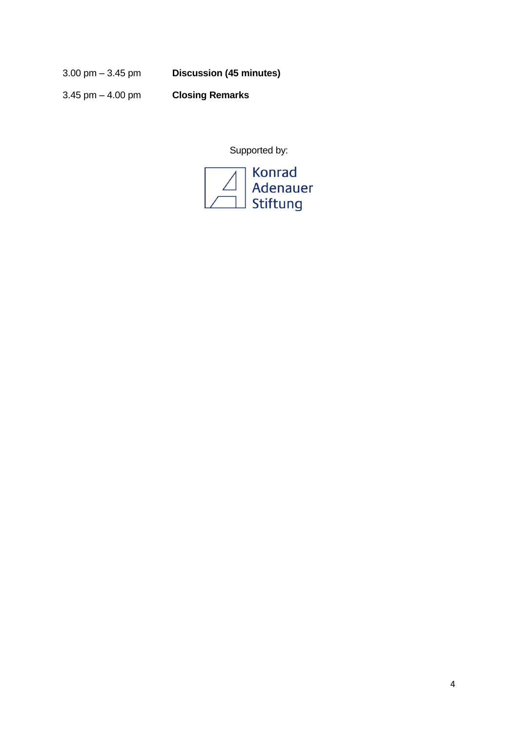| | |
|---|---|
| 3.00 pm – 3.45 pm | **Discussion (45 minutes)** |
| 3.45 pm – 4.00 pm | **Closing Remarks** |

Supported by:

Konrad Adenauer Stiftung